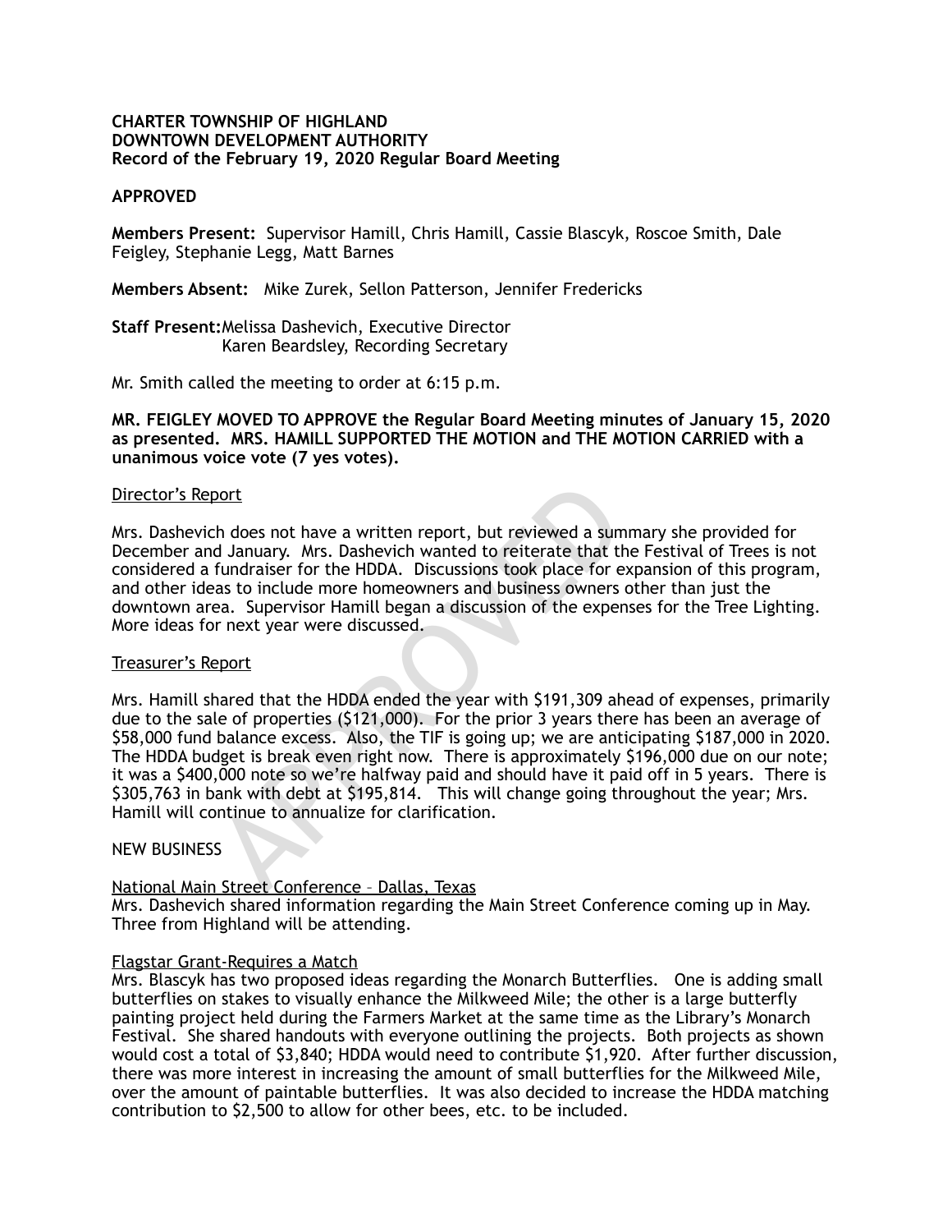**CHARTER TOWNSHIP OF HIGHLAND**
**DOWNTOWN DEVELOPMENT AUTHORITY**
**Record of the February 19, 2020 Regular Board Meeting**

**APPROVED**

**Members Present:** Supervisor Hamill, Chris Hamill, Cassie Blascyk, Roscoe Smith, Dale Feigley, Stephanie Legg, Matt Barnes

**Members Absent:** Mike Zurek, Sellon Patterson, Jennifer Fredericks

**Staff Present:** Melissa Dashevich, Executive Director
Karen Beardsley, Recording Secretary

Mr. Smith called the meeting to order at 6:15 p.m.

**MR. FEIGLEY MOVED TO APPROVE the Regular Board Meeting minutes of January 15, 2020 as presented. MRS. HAMILL SUPPORTED THE MOTION and THE MOTION CARRIED with a unanimous voice vote (7 yes votes).**

Director's Report

Mrs. Dashevich does not have a written report, but reviewed a summary she provided for December and January. Mrs. Dashevich wanted to reiterate that the Festival of Trees is not considered a fundraiser for the HDDA. Discussions took place for expansion of this program, and other ideas to include more homeowners and business owners other than just the downtown area. Supervisor Hamill began a discussion of the expenses for the Tree Lighting. More ideas for next year were discussed.

Treasurer's Report

Mrs. Hamill shared that the HDDA ended the year with $191,309 ahead of expenses, primarily due to the sale of properties ($121,000). For the prior 3 years there has been an average of $58,000 fund balance excess. Also, the TIF is going up; we are anticipating $187,000 in 2020. The HDDA budget is break even right now. There is approximately $196,000 due on our note; it was a $400,000 note so we're halfway paid and should have it paid off in 5 years. There is $305,763 in bank with debt at $195,814. This will change going throughout the year; Mrs. Hamill will continue to annualize for clarification.

NEW BUSINESS

National Main Street Conference – Dallas, Texas
Mrs. Dashevich shared information regarding the Main Street Conference coming up in May. Three from Highland will be attending.

Flagstar Grant-Requires a Match
Mrs. Blascyk has two proposed ideas regarding the Monarch Butterflies. One is adding small butterflies on stakes to visually enhance the Milkweed Mile; the other is a large butterfly painting project held during the Farmers Market at the same time as the Library's Monarch Festival. She shared handouts with everyone outlining the projects. Both projects as shown would cost a total of $3,840; HDDA would need to contribute $1,920. After further discussion, there was more interest in increasing the amount of small butterflies for the Milkweed Mile, over the amount of paintable butterflies. It was also decided to increase the HDDA matching contribution to $2,500 to allow for other bees, etc. to be included.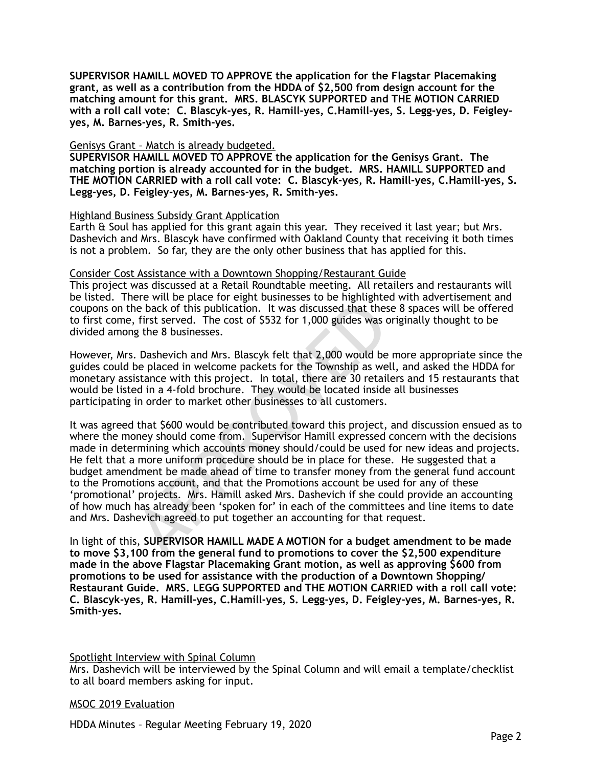**SUPERVISOR HAMILL MOVED TO APPROVE the application for the Flagstar Placemaking grant, as well as a contribution from the HDDA of $2,500 from design account for the matching amount for this grant. MRS. BLASCYK SUPPORTED and THE MOTION CARRIED with a roll call vote: C. Blascyk-yes, R. Hamill-yes, C.Hamill-yes, S. Legg-yes, D. Feigley-yes, M. Barnes-yes, R. Smith-yes.**

Genisys Grant – Match is already budgeted.

**SUPERVISOR HAMILL MOVED TO APPROVE the application for the Genisys Grant. The matching portion is already accounted for in the budget. MRS. HAMILL SUPPORTED and THE MOTION CARRIED with a roll call vote: C. Blascyk-yes, R. Hamill-yes, C.Hamill-yes, S. Legg-yes, D. Feigley-yes, M. Barnes-yes, R. Smith-yes.**

Highland Business Subsidy Grant Application

Earth & Soul has applied for this grant again this year. They received it last year; but Mrs. Dashevich and Mrs. Blascyk have confirmed with Oakland County that receiving it both times is not a problem. So far, they are the only other business that has applied for this.

Consider Cost Assistance with a Downtown Shopping/Restaurant Guide

This project was discussed at a Retail Roundtable meeting. All retailers and restaurants will be listed. There will be place for eight businesses to be highlighted with advertisement and coupons on the back of this publication. It was discussed that these 8 spaces will be offered to first come, first served. The cost of $532 for 1,000 guides was originally thought to be divided among the 8 businesses.

However, Mrs. Dashevich and Mrs. Blascyk felt that 2,000 would be more appropriate since the guides could be placed in welcome packets for the Township as well, and asked the HDDA for monetary assistance with this project. In total, there are 30 retailers and 15 restaurants that would be listed in a 4-fold brochure. They would be located inside all businesses participating in order to market other businesses to all customers.

It was agreed that $600 would be contributed toward this project, and discussion ensued as to where the money should come from. Supervisor Hamill expressed concern with the decisions made in determining which accounts money should/could be used for new ideas and projects. He felt that a more uniform procedure should be in place for these. He suggested that a budget amendment be made ahead of time to transfer money from the general fund account to the Promotions account, and that the Promotions account be used for any of these 'promotional' projects. Mrs. Hamill asked Mrs. Dashevich if she could provide an accounting of how much has already been 'spoken for' in each of the committees and line items to date and Mrs. Dashevich agreed to put together an accounting for that request.

In light of this, **SUPERVISOR HAMILL MADE A MOTION for a budget amendment to be made to move $3,100 from the general fund to promotions to cover the $2,500 expenditure made in the above Flagstar Placemaking Grant motion, as well as approving $600 from promotions to be used for assistance with the production of a Downtown Shopping/ Restaurant Guide. MRS. LEGG SUPPORTED and THE MOTION CARRIED with a roll call vote: C. Blascyk-yes, R. Hamill-yes, C.Hamill-yes, S. Legg-yes, D. Feigley-yes, M. Barnes-yes, R. Smith-yes.**

Spotlight Interview with Spinal Column

Mrs. Dashevich will be interviewed by the Spinal Column and will email a template/checklist to all board members asking for input.

MSOC 2019 Evaluation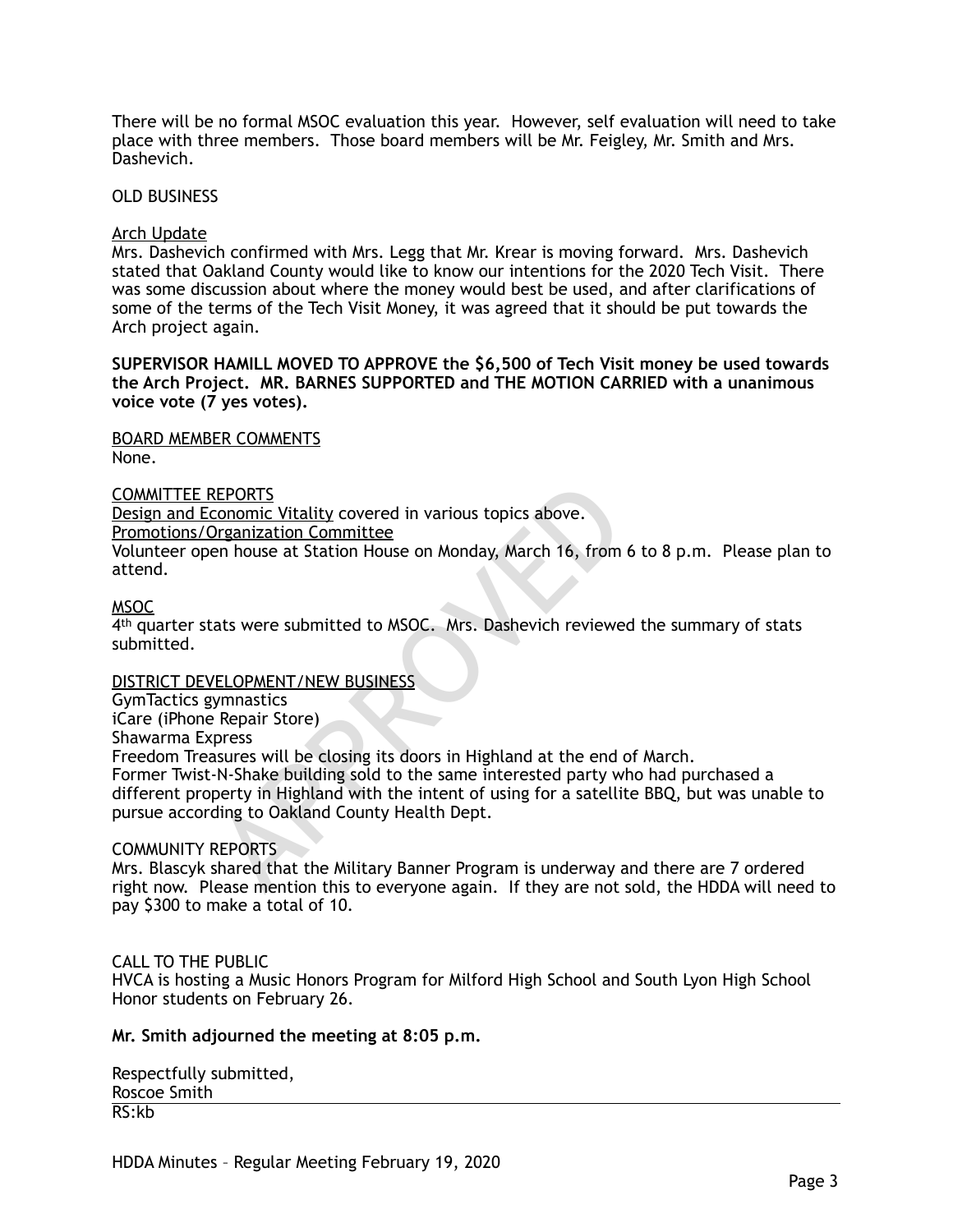There will be no formal MSOC evaluation this year. However, self evaluation will need to take place with three members. Those board members will be Mr. Feigley, Mr. Smith and Mrs. Dashevich.

OLD BUSINESS

Arch Update

Mrs. Dashevich confirmed with Mrs. Legg that Mr. Krear is moving forward. Mrs. Dashevich stated that Oakland County would like to know our intentions for the 2020 Tech Visit. There was some discussion about where the money would best be used, and after clarifications of some of the terms of the Tech Visit Money, it was agreed that it should be put towards the Arch project again.

**SUPERVISOR HAMILL MOVED TO APPROVE the $6,500 of Tech Visit money be used towards the Arch Project. MR. BARNES SUPPORTED and THE MOTION CARRIED with a unanimous voice vote (7 yes votes).**

BOARD MEMBER COMMENTS

None.

COMMITTEE REPORTS

Design and Economic Vitality covered in various topics above.

Promotions/Organization Committee

Volunteer open house at Station House on Monday, March 16, from 6 to 8 p.m. Please plan to attend.

MSOC

4th quarter stats were submitted to MSOC. Mrs. Dashevich reviewed the summary of stats submitted.

DISTRICT DEVELOPMENT/NEW BUSINESS

GymTactics gymnastics

iCare (iPhone Repair Store)

Shawarma Express

Freedom Treasures will be closing its doors in Highland at the end of March.

Former Twist-N-Shake building sold to the same interested party who had purchased a different property in Highland with the intent of using for a satellite BBQ, but was unable to pursue according to Oakland County Health Dept.

COMMUNITY REPORTS

Mrs. Blascyk shared that the Military Banner Program is underway and there are 7 ordered right now. Please mention this to everyone again. If they are not sold, the HDDA will need to pay $300 to make a total of 10.

CALL TO THE PUBLIC

HVCA is hosting a Music Honors Program for Milford High School and South Lyon High School Honor students on February 26.

**Mr. Smith adjourned the meeting at 8:05 p.m.**

Respectfully submitted,

Roscoe Smith

RS:kb

HDDA Minutes – Regular Meeting February 19, 2020